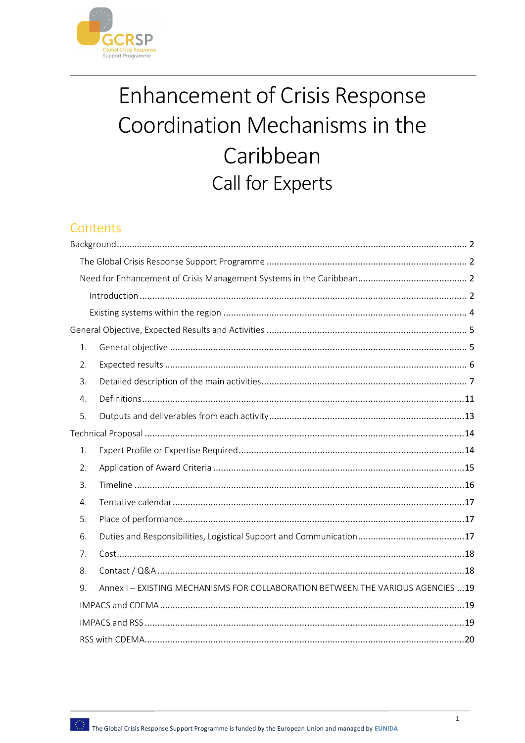# Enhancement of Crisis Response Coordination Mechanisms in the Caribbean

## Call for Experts

## Contents

Background ..... 2

- The Global Crisis Response Support Programme ..... 2
- Need for Enhancement of Crisis Management Systems in the Caribbean ..... 2
  - Introduction ..... 2
  - Existing systems within the region ..... 4

General Objective, Expected Results and Activities ..... 5

1. General objective ..... 5
2. Expected results ..... 6
3. Detailed description of the main activities ..... 7
4. Definitions ..... 11
5. Outputs and deliverables from each activity ..... 13

Technical Proposal ..... 14

1. Expert Profile or Expertise Required ..... 14
2. Application of Award Criteria ..... 15
3. Timeline ..... 16
4. Tentative calendar ..... 17
5. Place of performance ..... 17
6. Duties and Responsibilities, Logistical Support and Communication ..... 17
7. Cost ..... 18
8. Contact / Q&A ..... 18
9. Annex I – EXISTING MECHANISMS FOR COLLABORATION BETWEEN THE VARIOUS AGENCIES ..... 19

- IMPACS and CDEMA ..... 19
- IMPACS and RSS ..... 19
- RSS with CDEMA ..... 20

The Global Crisis Response Support Programme is funded by the European Union and managed by EUNIDA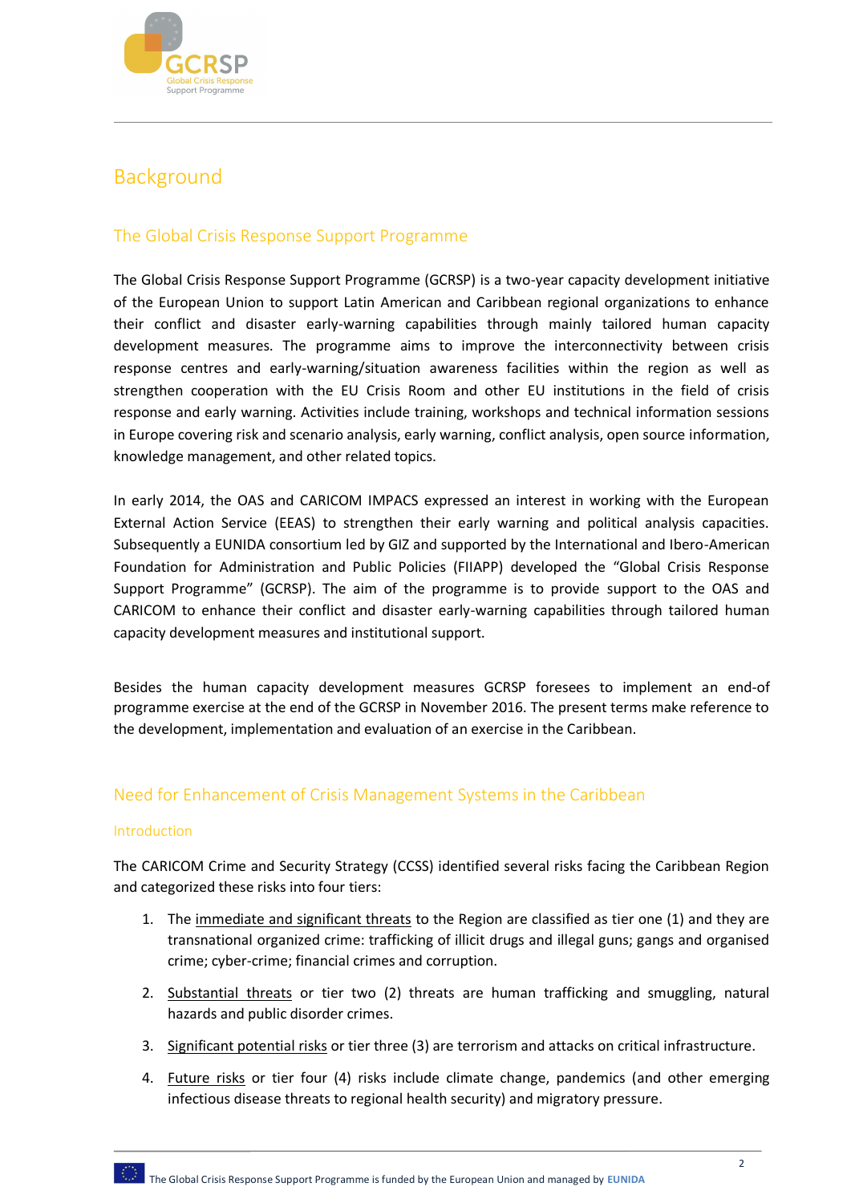# Background

## The Global Crisis Response Support Programme

The Global Crisis Response Support Programme (GCRSP) is a two-year capacity development initiative of the European Union to support Latin American and Caribbean regional organizations to enhance their conflict and disaster early-warning capabilities through mainly tailored human capacity development measures. The programme aims to improve the interconnectivity between crisis response centres and early-warning/situation awareness facilities within the region as well as strengthen cooperation with the EU Crisis Room and other EU institutions in the field of crisis response and early warning. Activities include training, workshops and technical information sessions in Europe covering risk and scenario analysis, early warning, conflict analysis, open source information, knowledge management, and other related topics.

In early 2014, the OAS and CARICOM IMPACS expressed an interest in working with the European External Action Service (EEAS) to strengthen their early warning and political analysis capacities. Subsequently a EUNIDA consortium led by GIZ and supported by the International and Ibero-American Foundation for Administration and Public Policies (FIIAPP) developed the "Global Crisis Response Support Programme" (GCRSP). The aim of the programme is to provide support to the OAS and CARICOM to enhance their conflict and disaster early-warning capabilities through tailored human capacity development measures and institutional support.

Besides the human capacity development measures GCRSP foresees to implement an end-of programme exercise at the end of the GCRSP in November 2016. The present terms make reference to the development, implementation and evaluation of an exercise in the Caribbean.

## Need for Enhancement of Crisis Management Systems in the Caribbean

### Introduction

The CARICOM Crime and Security Strategy (CCSS) identified several risks facing the Caribbean Region and categorized these risks into four tiers:

1. The immediate and significant threats to the Region are classified as tier one (1) and they are transnational organized crime: trafficking of illicit drugs and illegal guns; gangs and organised crime; cyber-crime; financial crimes and corruption.
2. Substantial threats or tier two (2) threats are human trafficking and smuggling, natural hazards and public disorder crimes.
3. Significant potential risks or tier three (3) are terrorism and attacks on critical infrastructure.
4. Future risks or tier four (4) risks include climate change, pandemics (and other emerging infectious disease threats to regional health security) and migratory pressure.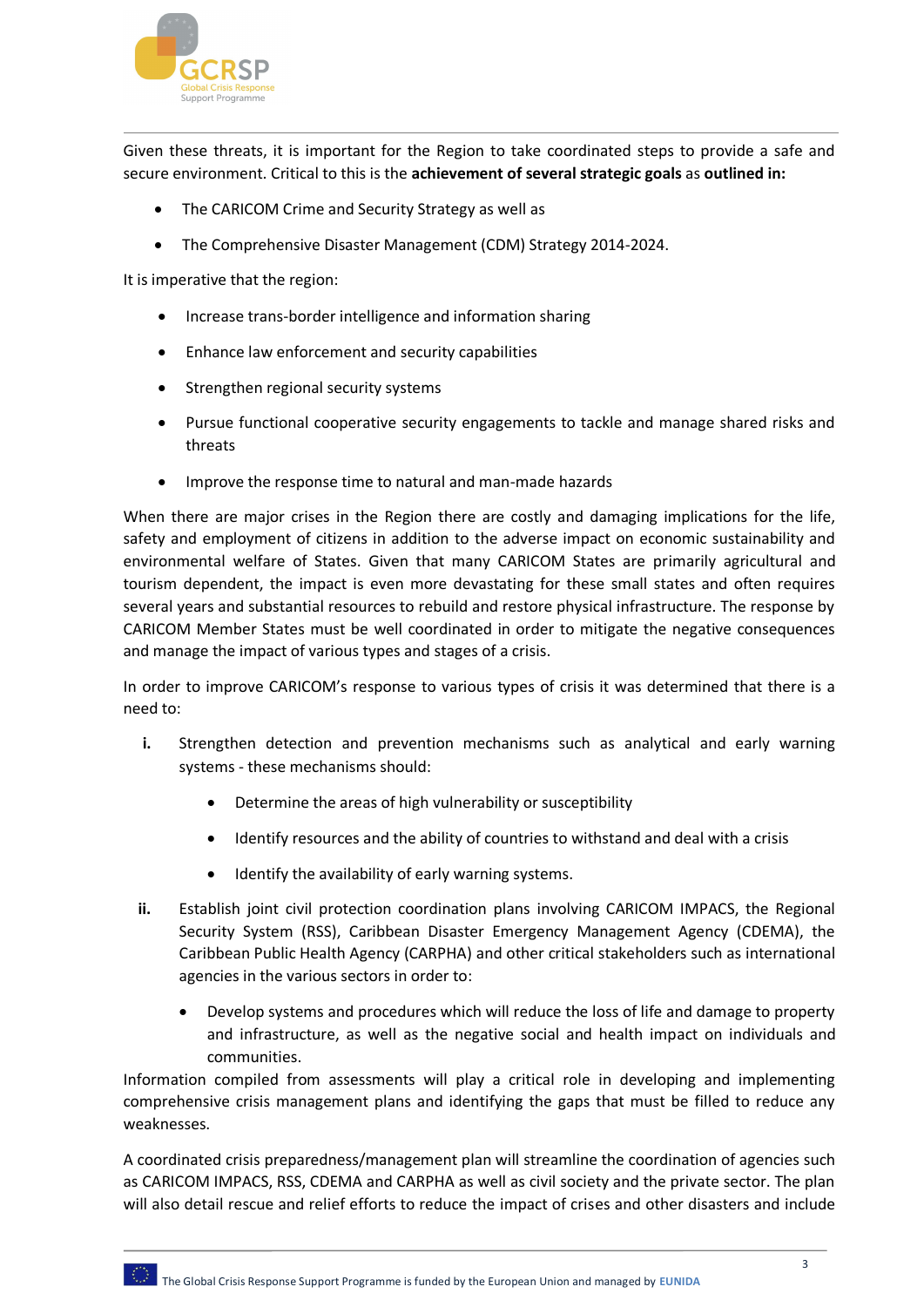Given these threats, it is important for the Region to take coordinated steps to provide a safe and secure environment. Critical to this is the **achievement of several strategic goals** as **outlined in:**

- The CARICOM Crime and Security Strategy as well as
- The Comprehensive Disaster Management (CDM) Strategy 2014-2024.

It is imperative that the region:

- Increase trans-border intelligence and information sharing
- Enhance law enforcement and security capabilities
- Strengthen regional security systems
- Pursue functional cooperative security engagements to tackle and manage shared risks and threats
- Improve the response time to natural and man-made hazards

When there are major crises in the Region there are costly and damaging implications for the life, safety and employment of citizens in addition to the adverse impact on economic sustainability and environmental welfare of States. Given that many CARICOM States are primarily agricultural and tourism dependent, the impact is even more devastating for these small states and often requires several years and substantial resources to rebuild and restore physical infrastructure. The response by CARICOM Member States must be well coordinated in order to mitigate the negative consequences and manage the impact of various types and stages of a crisis.

In order to improve CARICOM's response to various types of crisis it was determined that there is a need to:

**i.** Strengthen detection and prevention mechanisms such as analytical and early warning systems - these mechanisms should:

- Determine the areas of high vulnerability or susceptibility
- Identify resources and the ability of countries to withstand and deal with a crisis
- Identify the availability of early warning systems.

**ii.** Establish joint civil protection coordination plans involving CARICOM IMPACS, the Regional Security System (RSS), Caribbean Disaster Emergency Management Agency (CDEMA), the Caribbean Public Health Agency (CARPHA) and other critical stakeholders such as international agencies in the various sectors in order to:

- Develop systems and procedures which will reduce the loss of life and damage to property and infrastructure, as well as the negative social and health impact on individuals and communities.

Information compiled from assessments will play a critical role in developing and implementing comprehensive crisis management plans and identifying the gaps that must be filled to reduce any weaknesses.

A coordinated crisis preparedness/management plan will streamline the coordination of agencies such as CARICOM IMPACS, RSS, CDEMA and CARPHA as well as civil society and the private sector. The plan will also detail rescue and relief efforts to reduce the impact of crises and other disasters and include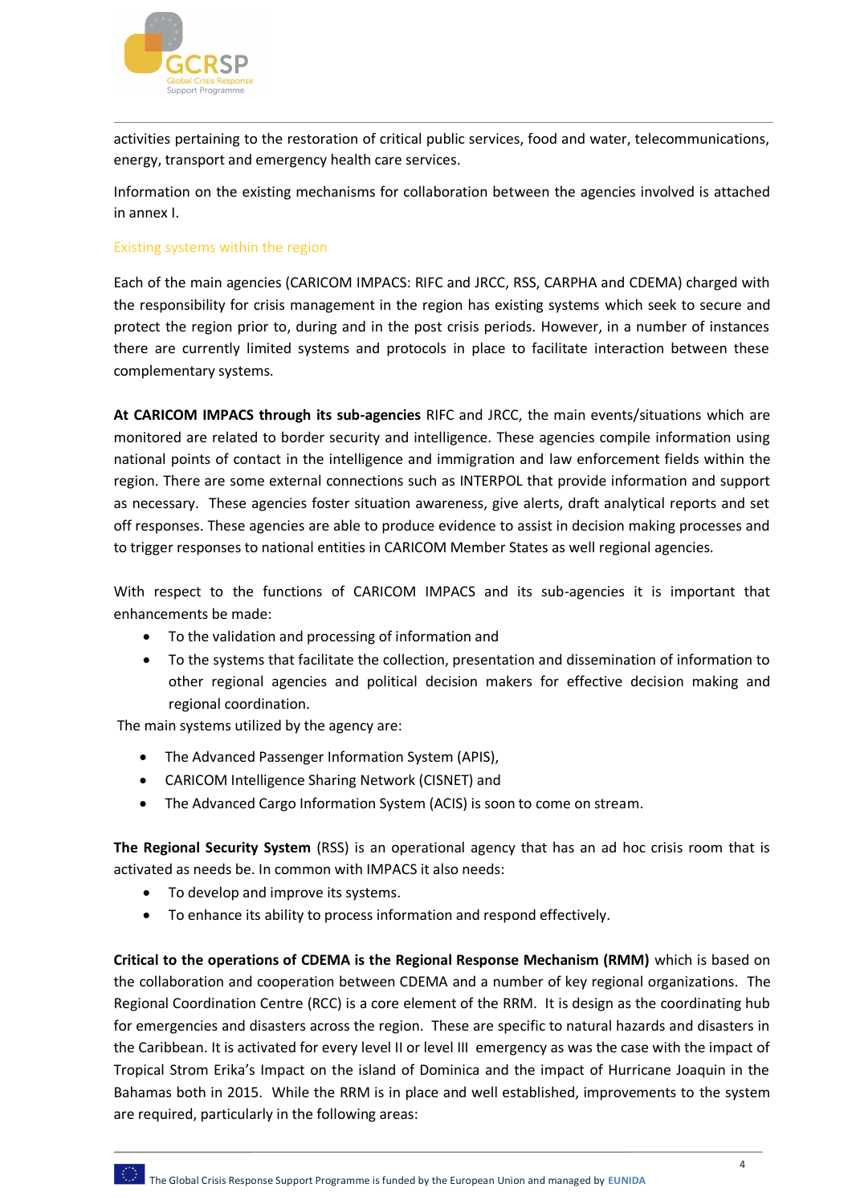activities pertaining to the restoration of critical public services, food and water, telecommunications, energy, transport and emergency health care services.

Information on the existing mechanisms for collaboration between the agencies involved is attached in annex I.

### Existing systems within the region

Each of the main agencies (CARICOM IMPACS: RIFC and JRCC, RSS, CARPHA and CDEMA) charged with the responsibility for crisis management in the region has existing systems which seek to secure and protect the region prior to, during and in the post crisis periods. However, in a number of instances there are currently limited systems and protocols in place to facilitate interaction between these complementary systems.

**At CARICOM IMPACS through its sub-agencies** RIFC and JRCC, the main events/situations which are monitored are related to border security and intelligence. These agencies compile information using national points of contact in the intelligence and immigration and law enforcement fields within the region. There are some external connections such as INTERPOL that provide information and support as necessary. These agencies foster situation awareness, give alerts, draft analytical reports and set off responses. These agencies are able to produce evidence to assist in decision making processes and to trigger responses to national entities in CARICOM Member States as well regional agencies.

With respect to the functions of CARICOM IMPACS and its sub-agencies it is important that enhancements be made:

- To the validation and processing of information and
- To the systems that facilitate the collection, presentation and dissemination of information to other regional agencies and political decision makers for effective decision making and regional coordination.

The main systems utilized by the agency are:

- The Advanced Passenger Information System (APIS),
- CARICOM Intelligence Sharing Network (CISNET) and
- The Advanced Cargo Information System (ACIS) is soon to come on stream.

**The Regional Security System** (RSS) is an operational agency that has an ad hoc crisis room that is activated as needs be. In common with IMPACS it also needs:

- To develop and improve its systems.
- To enhance its ability to process information and respond effectively.

**Critical to the operations of CDEMA is the Regional Response Mechanism (RMM)** which is based on the collaboration and cooperation between CDEMA and a number of key regional organizations. The Regional Coordination Centre (RCC) is a core element of the RRM. It is design as the coordinating hub for emergencies and disasters across the region. These are specific to natural hazards and disasters in the Caribbean. It is activated for every level II or level III emergency as was the case with the impact of Tropical Strom Erika's Impact on the island of Dominica and the impact of Hurricane Joaquin in the Bahamas both in 2015. While the RRM is in place and well established, improvements to the system are required, particularly in the following areas: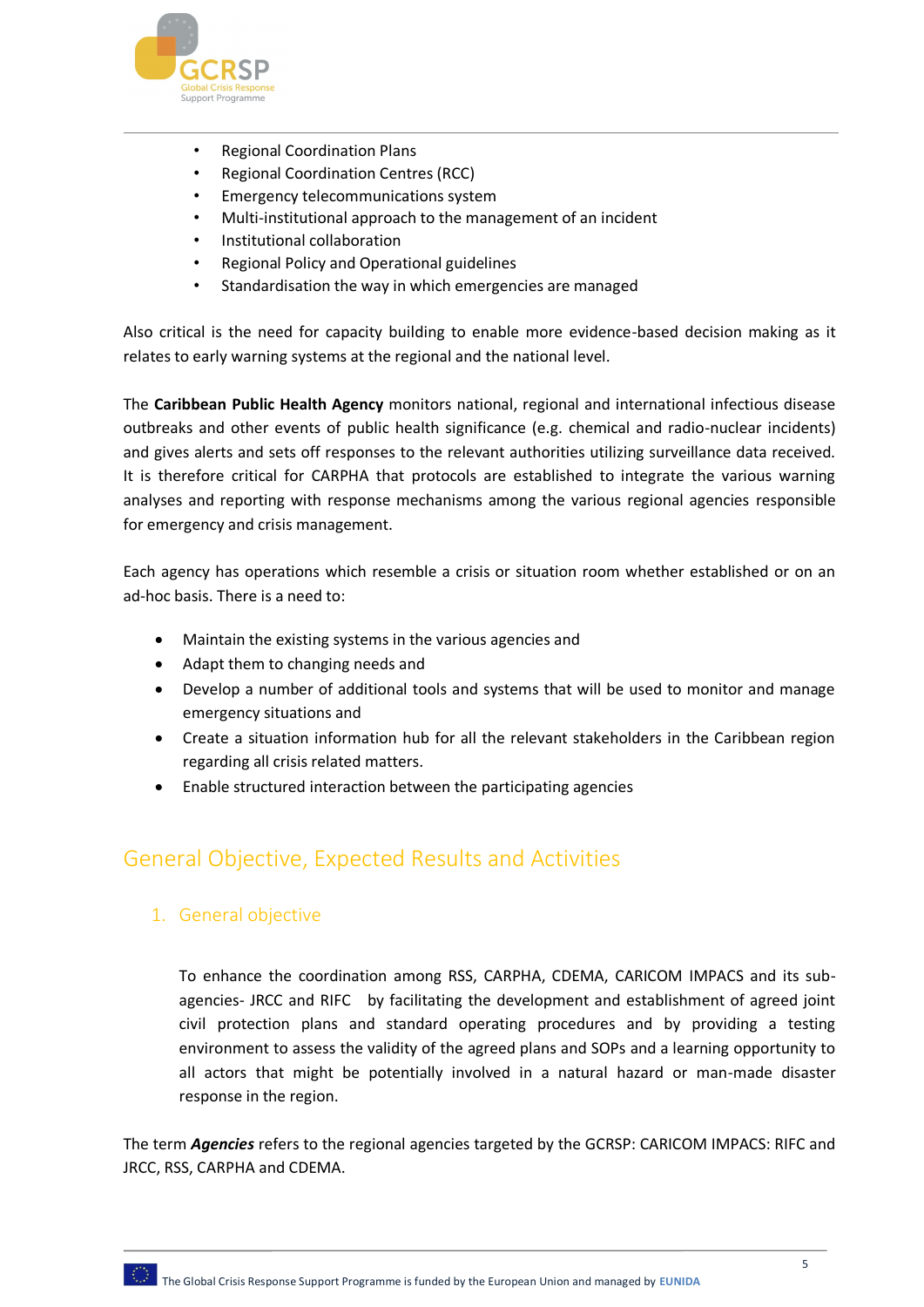- Regional Coordination Plans
- Regional Coordination Centres (RCC)
- Emergency telecommunications system
- Multi-institutional approach to the management of an incident
- Institutional collaboration
- Regional Policy and Operational guidelines
- Standardisation the way in which emergencies are managed

Also critical is the need for capacity building to enable more evidence-based decision making as it relates to early warning systems at the regional and the national level.

The **Caribbean Public Health Agency** monitors national, regional and international infectious disease outbreaks and other events of public health significance (e.g. chemical and radio-nuclear incidents) and gives alerts and sets off responses to the relevant authorities utilizing surveillance data received. It is therefore critical for CARPHA that protocols are established to integrate the various warning analyses and reporting with response mechanisms among the various regional agencies responsible for emergency and crisis management.

Each agency has operations which resemble a crisis or situation room whether established or on an ad-hoc basis. There is a need to:

- Maintain the existing systems in the various agencies and
- Adapt them to changing needs and
- Develop a number of additional tools and systems that will be used to monitor and manage emergency situations and
- Create a situation information hub for all the relevant stakeholders in the Caribbean region regarding all crisis related matters.
- Enable structured interaction between the participating agencies

## General Objective, Expected Results and Activities

### 1. General objective

To enhance the coordination among RSS, CARPHA, CDEMA, CARICOM IMPACS and its sub-agencies- JRCC and RIFC by facilitating the development and establishment of agreed joint civil protection plans and standard operating procedures and by providing a testing environment to assess the validity of the agreed plans and SOPs and a learning opportunity to all actors that might be potentially involved in a natural hazard or man-made disaster response in the region.

The term ***Agencies*** refers to the regional agencies targeted by the GCRSP: CARICOM IMPACS: RIFC and JRCC, RSS, CARPHA and CDEMA.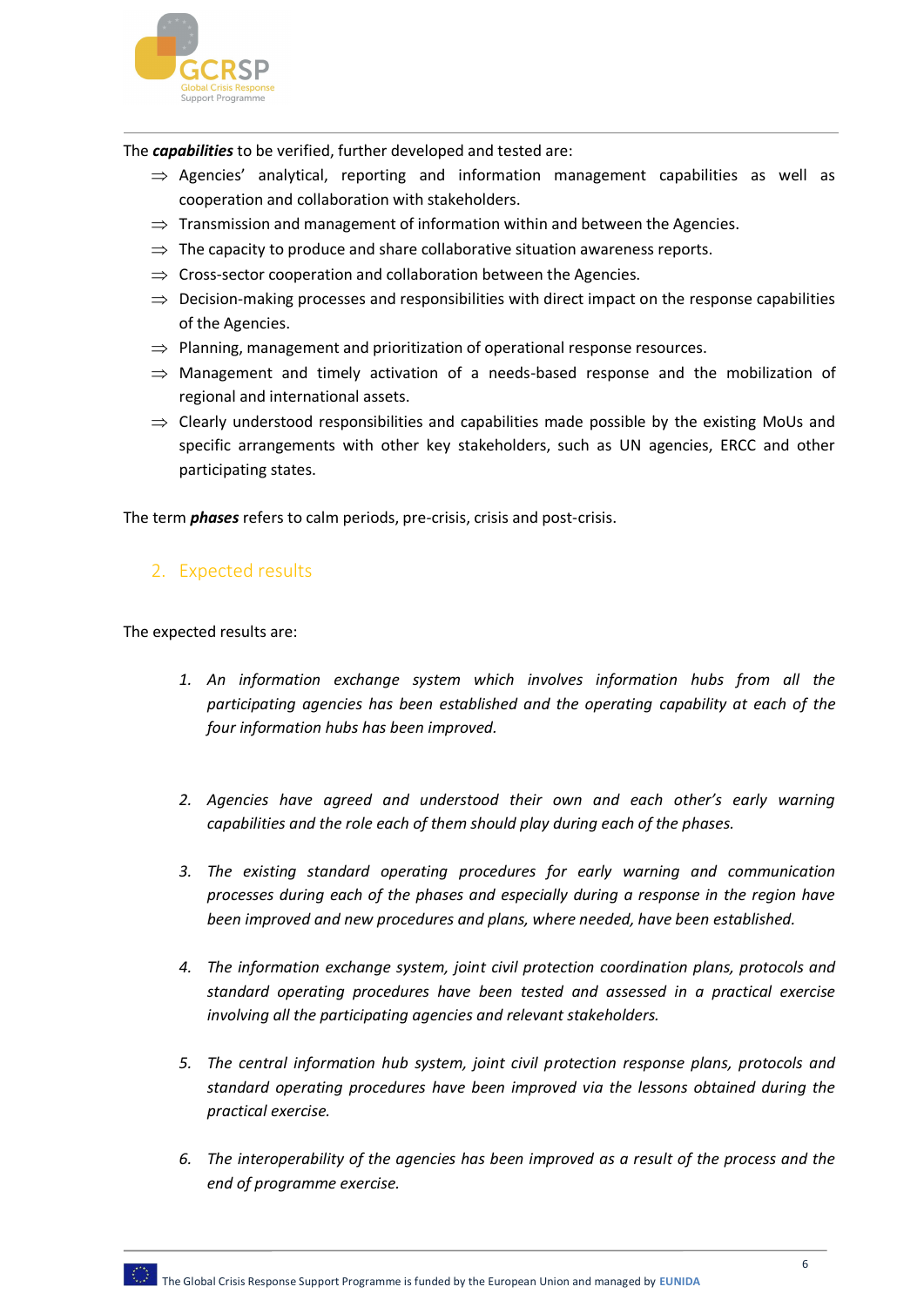The ***capabilities*** to be verified, further developed and tested are:

- ⇒ Agencies' analytical, reporting and information management capabilities as well as cooperation and collaboration with stakeholders.
- ⇒ Transmission and management of information within and between the Agencies.
- ⇒ The capacity to produce and share collaborative situation awareness reports.
- ⇒ Cross-sector cooperation and collaboration between the Agencies.
- ⇒ Decision-making processes and responsibilities with direct impact on the response capabilities of the Agencies.
- ⇒ Planning, management and prioritization of operational response resources.
- ⇒ Management and timely activation of a needs-based response and the mobilization of regional and international assets.
- ⇒ Clearly understood responsibilities and capabilities made possible by the existing MoUs and specific arrangements with other key stakeholders, such as UN agencies, ERCC and other participating states.

The term ***phases*** refers to calm periods, pre-crisis, crisis and post-crisis.

## 2. Expected results

The expected results are:

1. *An information exchange system which involves information hubs from all the participating agencies has been established and the operating capability at each of the four information hubs has been improved.*

2. *Agencies have agreed and understood their own and each other's early warning capabilities and the role each of them should play during each of the phases.*

3. *The existing standard operating procedures for early warning and communication processes during each of the phases and especially during a response in the region have been improved and new procedures and plans, where needed, have been established.*

4. *The information exchange system, joint civil protection coordination plans, protocols and standard operating procedures have been tested and assessed in a practical exercise involving all the participating agencies and relevant stakeholders.*

5. *The central information hub system, joint civil protection response plans, protocols and standard operating procedures have been improved via the lessons obtained during the practical exercise.*

6. *The interoperability of the agencies has been improved as a result of the process and the end of programme exercise.*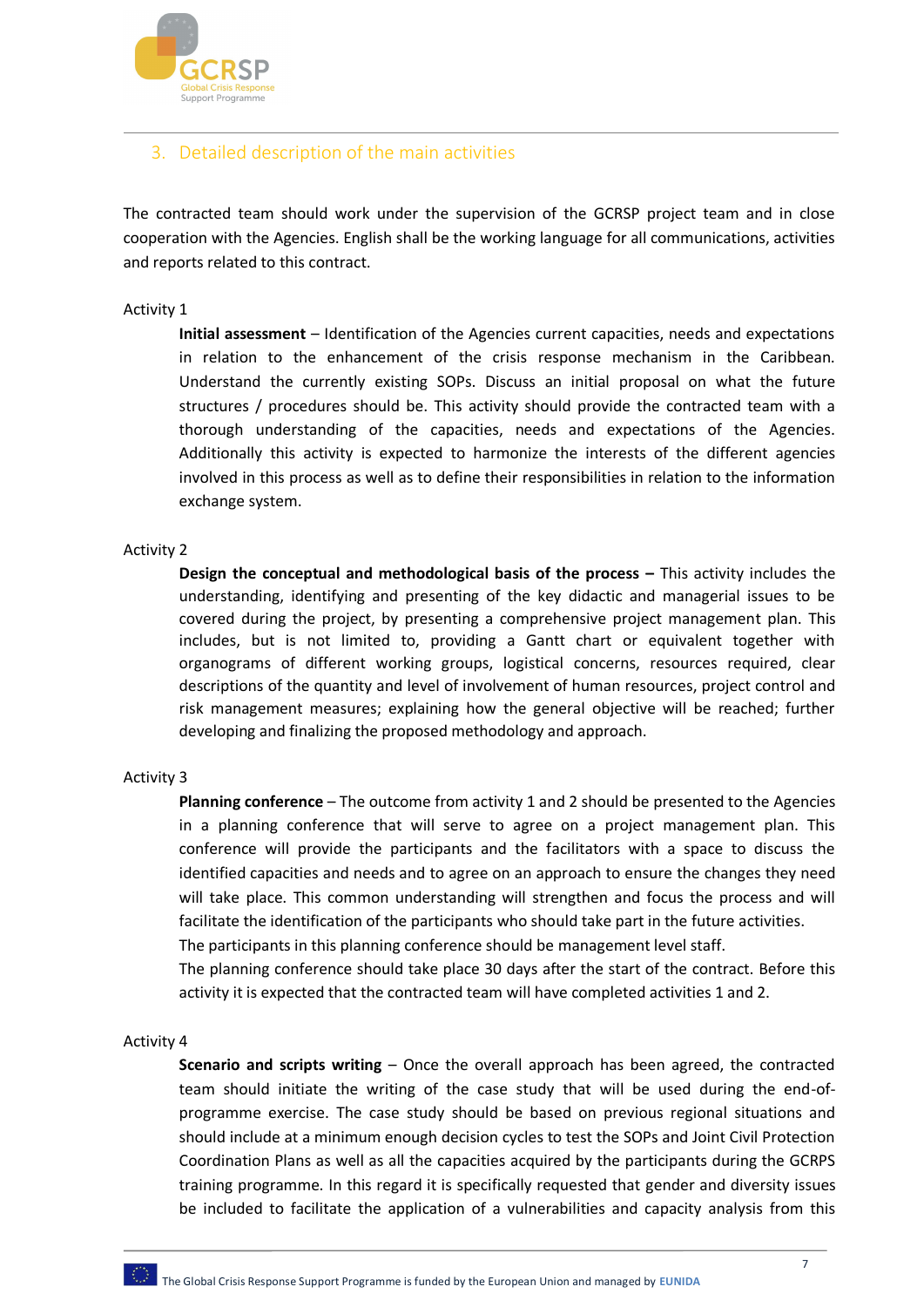## 3. Detailed description of the main activities

The contracted team should work under the supervision of the GCRSP project team and in close cooperation with the Agencies. English shall be the working language for all communications, activities and reports related to this contract.

Activity 1

**Initial assessment** – Identification of the Agencies current capacities, needs and expectations in relation to the enhancement of the crisis response mechanism in the Caribbean. Understand the currently existing SOPs. Discuss an initial proposal on what the future structures / procedures should be. This activity should provide the contracted team with a thorough understanding of the capacities, needs and expectations of the Agencies. Additionally this activity is expected to harmonize the interests of the different agencies involved in this process as well as to define their responsibilities in relation to the information exchange system.

Activity 2

**Design the conceptual and methodological basis of the process –** This activity includes the understanding, identifying and presenting of the key didactic and managerial issues to be covered during the project, by presenting a comprehensive project management plan. This includes, but is not limited to, providing a Gantt chart or equivalent together with organograms of different working groups, logistical concerns, resources required, clear descriptions of the quantity and level of involvement of human resources, project control and risk management measures; explaining how the general objective will be reached; further developing and finalizing the proposed methodology and approach.

Activity 3

**Planning conference** – The outcome from activity 1 and 2 should be presented to the Agencies in a planning conference that will serve to agree on a project management plan. This conference will provide the participants and the facilitators with a space to discuss the identified capacities and needs and to agree on an approach to ensure the changes they need will take place. This common understanding will strengthen and focus the process and will facilitate the identification of the participants who should take part in the future activities.
The participants in this planning conference should be management level staff.
The planning conference should take place 30 days after the start of the contract. Before this activity it is expected that the contracted team will have completed activities 1 and 2.

Activity 4

**Scenario and scripts writing** – Once the overall approach has been agreed, the contracted team should initiate the writing of the case study that will be used during the end-of-programme exercise. The case study should be based on previous regional situations and should include at a minimum enough decision cycles to test the SOPs and Joint Civil Protection Coordination Plans as well as all the capacities acquired by the participants during the GCRPS training programme. In this regard it is specifically requested that gender and diversity issues be included to facilitate the application of a vulnerabilities and capacity analysis from this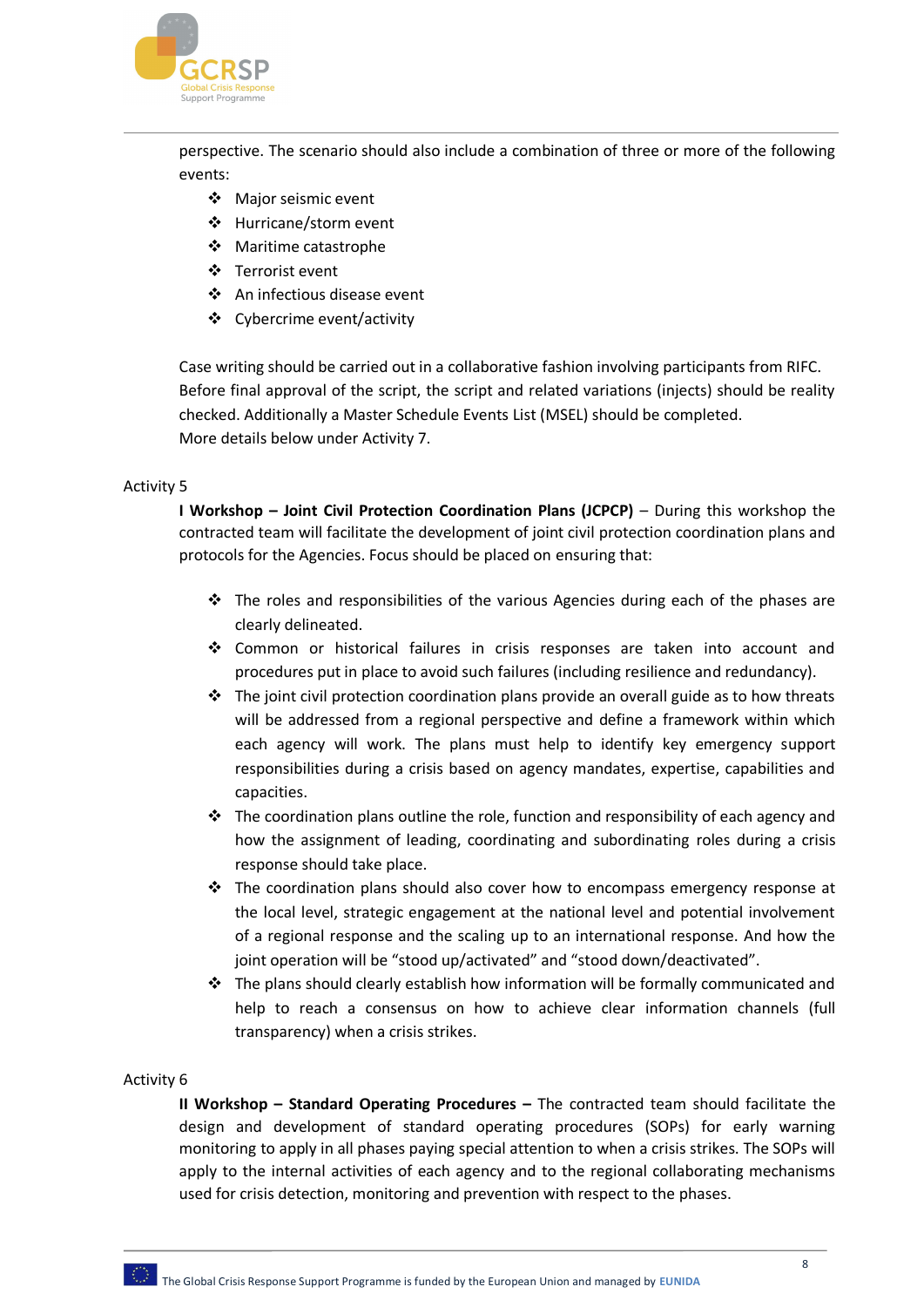perspective. The scenario should also include a combination of three or more of the following events:

- Major seismic event
- Hurricane/storm event
- Maritime catastrophe
- Terrorist event
- An infectious disease event
- Cybercrime event/activity

Case writing should be carried out in a collaborative fashion involving participants from RIFC. Before final approval of the script, the script and related variations (injects) should be reality checked. Additionally a Master Schedule Events List (MSEL) should be completed.
More details below under Activity 7.

Activity 5

**I Workshop – Joint Civil Protection Coordination Plans (JCPCP)** – During this workshop the contracted team will facilitate the development of joint civil protection coordination plans and protocols for the Agencies. Focus should be placed on ensuring that:

- The roles and responsibilities of the various Agencies during each of the phases are clearly delineated.
- Common or historical failures in crisis responses are taken into account and procedures put in place to avoid such failures (including resilience and redundancy).
- The joint civil protection coordination plans provide an overall guide as to how threats will be addressed from a regional perspective and define a framework within which each agency will work. The plans must help to identify key emergency support responsibilities during a crisis based on agency mandates, expertise, capabilities and capacities.
- The coordination plans outline the role, function and responsibility of each agency and how the assignment of leading, coordinating and subordinating roles during a crisis response should take place.
- The coordination plans should also cover how to encompass emergency response at the local level, strategic engagement at the national level and potential involvement of a regional response and the scaling up to an international response. And how the joint operation will be "stood up/activated" and "stood down/deactivated".
- The plans should clearly establish how information will be formally communicated and help to reach a consensus on how to achieve clear information channels (full transparency) when a crisis strikes.

Activity 6

**II Workshop – Standard Operating Procedures –** The contracted team should facilitate the design and development of standard operating procedures (SOPs) for early warning monitoring to apply in all phases paying special attention to when a crisis strikes. The SOPs will apply to the internal activities of each agency and to the regional collaborating mechanisms used for crisis detection, monitoring and prevention with respect to the phases.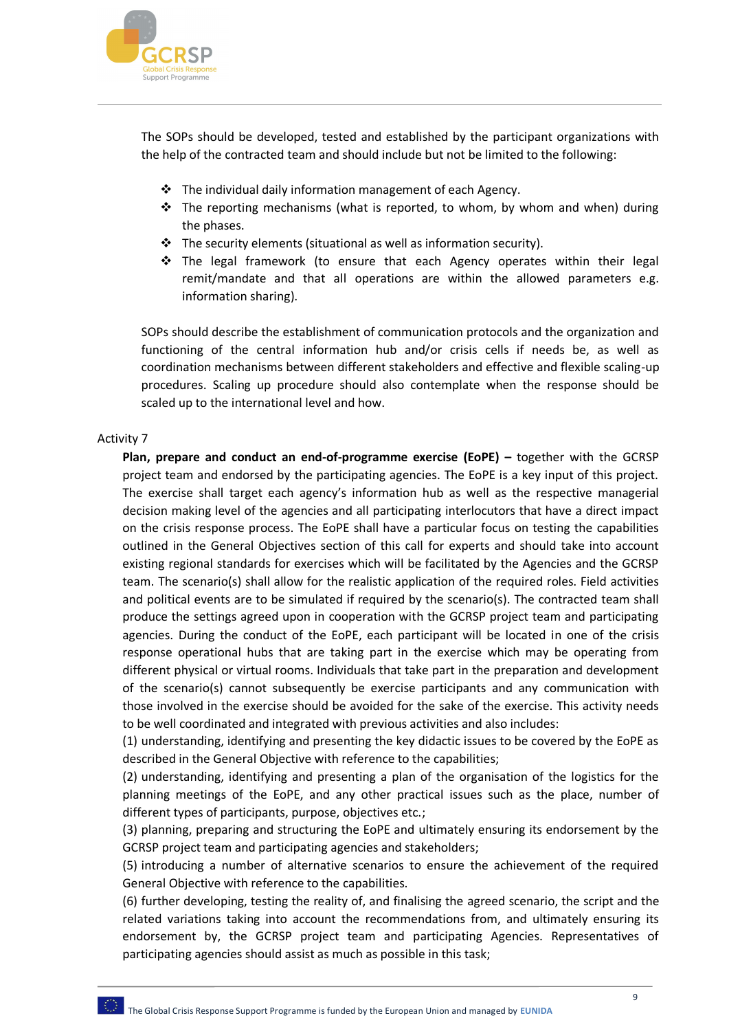The SOPs should be developed, tested and established by the participant organizations with the help of the contracted team and should include but not be limited to the following:

- The individual daily information management of each Agency.
- The reporting mechanisms (what is reported, to whom, by whom and when) during the phases.
- The security elements (situational as well as information security).
- The legal framework (to ensure that each Agency operates within their legal remit/mandate and that all operations are within the allowed parameters e.g. information sharing).

SOPs should describe the establishment of communication protocols and the organization and functioning of the central information hub and/or crisis cells if needs be, as well as coordination mechanisms between different stakeholders and effective and flexible scaling-up procedures. Scaling up procedure should also contemplate when the response should be scaled up to the international level and how.

Activity 7

**Plan, prepare and conduct an end-of-programme exercise (EoPE) –** together with the GCRSP project team and endorsed by the participating agencies. The EoPE is a key input of this project. The exercise shall target each agency's information hub as well as the respective managerial decision making level of the agencies and all participating interlocutors that have a direct impact on the crisis response process. The EoPE shall have a particular focus on testing the capabilities outlined in the General Objectives section of this call for experts and should take into account existing regional standards for exercises which will be facilitated by the Agencies and the GCRSP team. The scenario(s) shall allow for the realistic application of the required roles. Field activities and political events are to be simulated if required by the scenario(s). The contracted team shall produce the settings agreed upon in cooperation with the GCRSP project team and participating agencies. During the conduct of the EoPE, each participant will be located in one of the crisis response operational hubs that are taking part in the exercise which may be operating from different physical or virtual rooms. Individuals that take part in the preparation and development of the scenario(s) cannot subsequently be exercise participants and any communication with those involved in the exercise should be avoided for the sake of the exercise. This activity needs to be well coordinated and integrated with previous activities and also includes:

(1) understanding, identifying and presenting the key didactic issues to be covered by the EoPE as described in the General Objective with reference to the capabilities;

(2) understanding, identifying and presenting a plan of the organisation of the logistics for the planning meetings of the EoPE, and any other practical issues such as the place, number of different types of participants, purpose, objectives etc.;

(3) planning, preparing and structuring the EoPE and ultimately ensuring its endorsement by the GCRSP project team and participating agencies and stakeholders;

(5) introducing a number of alternative scenarios to ensure the achievement of the required General Objective with reference to the capabilities.

(6) further developing, testing the reality of, and finalising the agreed scenario, the script and the related variations taking into account the recommendations from, and ultimately ensuring its endorsement by, the GCRSP project team and participating Agencies. Representatives of participating agencies should assist as much as possible in this task;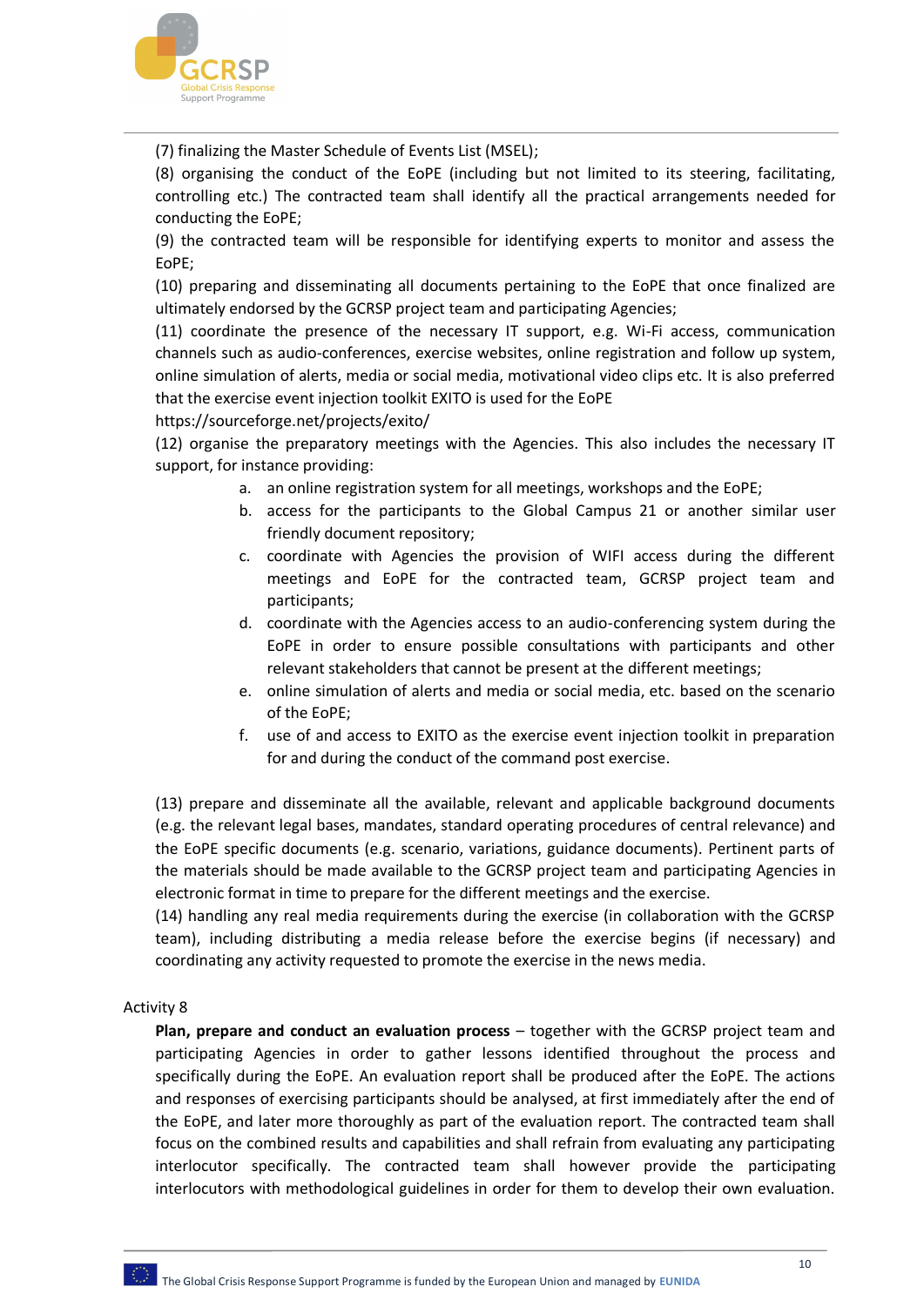(7) finalizing the Master Schedule of Events List (MSEL);

(8) organising the conduct of the EoPE (including but not limited to its steering, facilitating, controlling etc.) The contracted team shall identify all the practical arrangements needed for conducting the EoPE;

(9) the contracted team will be responsible for identifying experts to monitor and assess the EoPE;

(10) preparing and disseminating all documents pertaining to the EoPE that once finalized are ultimately endorsed by the GCRSP project team and participating Agencies;

(11) coordinate the presence of the necessary IT support, e.g. Wi-Fi access, communication channels such as audio-conferences, exercise websites, online registration and follow up system, online simulation of alerts, media or social media, motivational video clips etc. It is also preferred that the exercise event injection toolkit EXITO is used for the EoPE https://sourceforge.net/projects/exito/

(12) organise the preparatory meetings with the Agencies. This also includes the necessary IT support, for instance providing:

a. an online registration system for all meetings, workshops and the EoPE;
b. access for the participants to the Global Campus 21 or another similar user friendly document repository;
c. coordinate with Agencies the provision of WIFI access during the different meetings and EoPE for the contracted team, GCRSP project team and participants;
d. coordinate with the Agencies access to an audio-conferencing system during the EoPE in order to ensure possible consultations with participants and other relevant stakeholders that cannot be present at the different meetings;
e. online simulation of alerts and media or social media, etc. based on the scenario of the EoPE;
f. use of and access to EXITO as the exercise event injection toolkit in preparation for and during the conduct of the command post exercise.

(13) prepare and disseminate all the available, relevant and applicable background documents (e.g. the relevant legal bases, mandates, standard operating procedures of central relevance) and the EoPE specific documents (e.g. scenario, variations, guidance documents). Pertinent parts of the materials should be made available to the GCRSP project team and participating Agencies in electronic format in time to prepare for the different meetings and the exercise.

(14) handling any real media requirements during the exercise (in collaboration with the GCRSP team), including distributing a media release before the exercise begins (if necessary) and coordinating any activity requested to promote the exercise in the news media.

Activity 8

**Plan, prepare and conduct an evaluation process** – together with the GCRSP project team and participating Agencies in order to gather lessons identified throughout the process and specifically during the EoPE. An evaluation report shall be produced after the EoPE. The actions and responses of exercising participants should be analysed, at first immediately after the end of the EoPE, and later more thoroughly as part of the evaluation report. The contracted team shall focus on the combined results and capabilities and shall refrain from evaluating any participating interlocutor specifically. The contracted team shall however provide the participating interlocutors with methodological guidelines in order for them to develop their own evaluation.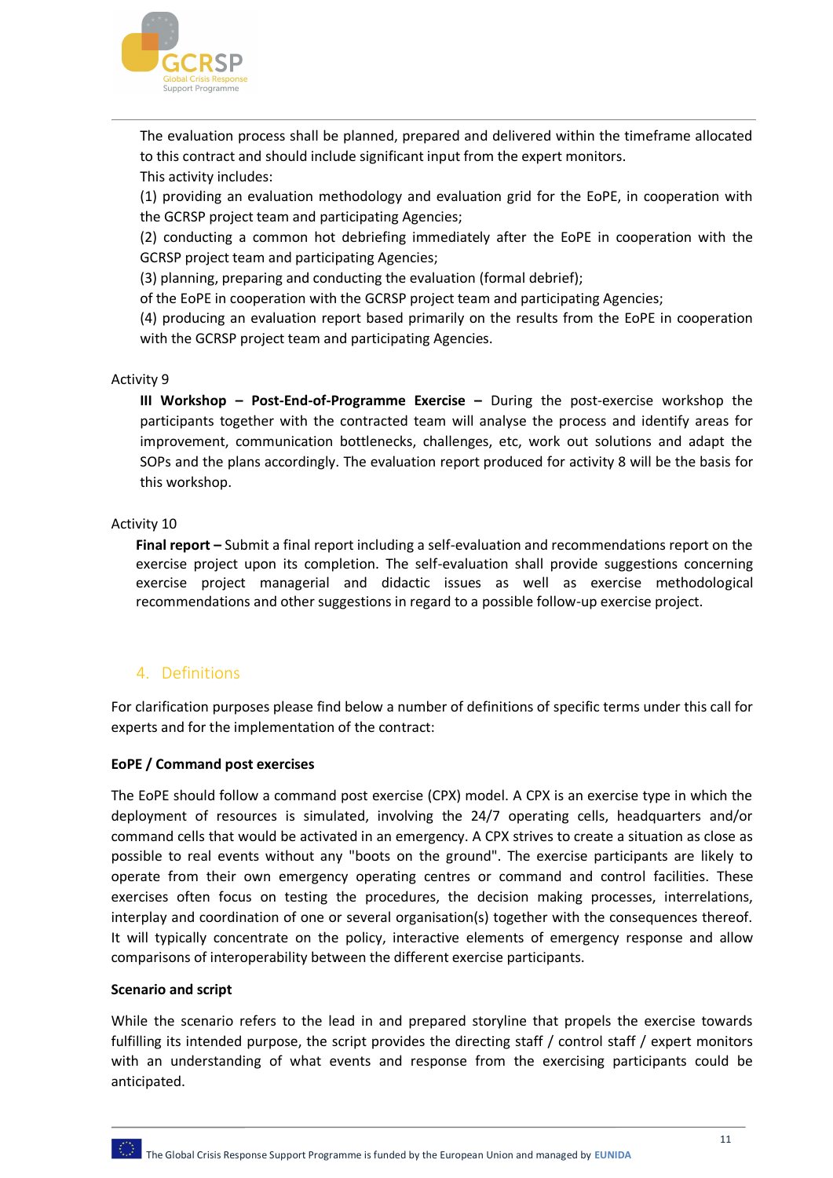The evaluation process shall be planned, prepared and delivered within the timeframe allocated to this contract and should include significant input from the expert monitors.

This activity includes:

(1) providing an evaluation methodology and evaluation grid for the EoPE, in cooperation with the GCRSP project team and participating Agencies;

(2) conducting a common hot debriefing immediately after the EoPE in cooperation with the GCRSP project team and participating Agencies;

(3) planning, preparing and conducting the evaluation (formal debrief);

of the EoPE in cooperation with the GCRSP project team and participating Agencies;

(4) producing an evaluation report based primarily on the results from the EoPE in cooperation with the GCRSP project team and participating Agencies.

Activity 9

**III Workshop – Post-End-of-Programme Exercise –** During the post-exercise workshop the participants together with the contracted team will analyse the process and identify areas for improvement, communication bottlenecks, challenges, etc, work out solutions and adapt the SOPs and the plans accordingly. The evaluation report produced for activity 8 will be the basis for this workshop.

Activity 10

**Final report –** Submit a final report including a self-evaluation and recommendations report on the exercise project upon its completion. The self-evaluation shall provide suggestions concerning exercise project managerial and didactic issues as well as exercise methodological recommendations and other suggestions in regard to a possible follow-up exercise project.

## 4. Definitions

For clarification purposes please find below a number of definitions of specific terms under this call for experts and for the implementation of the contract:

**EoPE / Command post exercises**

The EoPE should follow a command post exercise (CPX) model. A CPX is an exercise type in which the deployment of resources is simulated, involving the 24/7 operating cells, headquarters and/or command cells that would be activated in an emergency. A CPX strives to create a situation as close as possible to real events without any "boots on the ground". The exercise participants are likely to operate from their own emergency operating centres or command and control facilities. These exercises often focus on testing the procedures, the decision making processes, interrelations, interplay and coordination of one or several organisation(s) together with the consequences thereof. It will typically concentrate on the policy, interactive elements of emergency response and allow comparisons of interoperability between the different exercise participants.

**Scenario and script**

While the scenario refers to the lead in and prepared storyline that propels the exercise towards fulfilling its intended purpose, the script provides the directing staff / control staff / expert monitors with an understanding of what events and response from the exercising participants could be anticipated.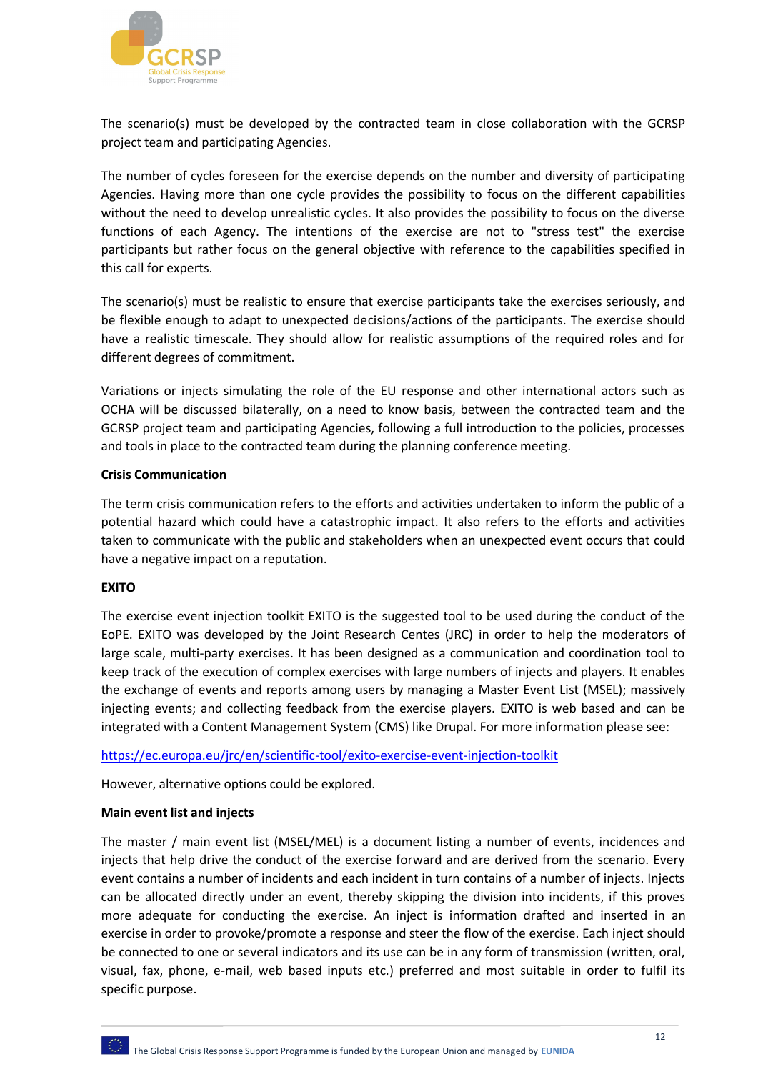The scenario(s) must be developed by the contracted team in close collaboration with the GCRSP project team and participating Agencies.

The number of cycles foreseen for the exercise depends on the number and diversity of participating Agencies. Having more than one cycle provides the possibility to focus on the different capabilities without the need to develop unrealistic cycles. It also provides the possibility to focus on the diverse functions of each Agency. The intentions of the exercise are not to "stress test" the exercise participants but rather focus on the general objective with reference to the capabilities specified in this call for experts.

The scenario(s) must be realistic to ensure that exercise participants take the exercises seriously, and be flexible enough to adapt to unexpected decisions/actions of the participants. The exercise should have a realistic timescale. They should allow for realistic assumptions of the required roles and for different degrees of commitment.

Variations or injects simulating the role of the EU response and other international actors such as OCHA will be discussed bilaterally, on a need to know basis, between the contracted team and the GCRSP project team and participating Agencies, following a full introduction to the policies, processes and tools in place to the contracted team during the planning conference meeting.

**Crisis Communication**

The term crisis communication refers to the efforts and activities undertaken to inform the public of a potential hazard which could have a catastrophic impact. It also refers to the efforts and activities taken to communicate with the public and stakeholders when an unexpected event occurs that could have a negative impact on a reputation.

**EXITO**

The exercise event injection toolkit EXITO is the suggested tool to be used during the conduct of the EoPE. EXITO was developed by the Joint Research Centes (JRC) in order to help the moderators of large scale, multi-party exercises. It has been designed as a communication and coordination tool to keep track of the execution of complex exercises with large numbers of injects and players. It enables the exchange of events and reports among users by managing a Master Event List (MSEL); massively injecting events; and collecting feedback from the exercise players. EXITO is web based and can be integrated with a Content Management System (CMS) like Drupal. For more information please see:

https://ec.europa.eu/jrc/en/scientific-tool/exito-exercise-event-injection-toolkit

However, alternative options could be explored.

**Main event list and injects**

The master / main event list (MSEL/MEL) is a document listing a number of events, incidences and injects that help drive the conduct of the exercise forward and are derived from the scenario. Every event contains a number of incidents and each incident in turn contains of a number of injects. Injects can be allocated directly under an event, thereby skipping the division into incidents, if this proves more adequate for conducting the exercise. An inject is information drafted and inserted in an exercise in order to provoke/promote a response and steer the flow of the exercise. Each inject should be connected to one or several indicators and its use can be in any form of transmission (written, oral, visual, fax, phone, e-mail, web based inputs etc.) preferred and most suitable in order to fulfil its specific purpose.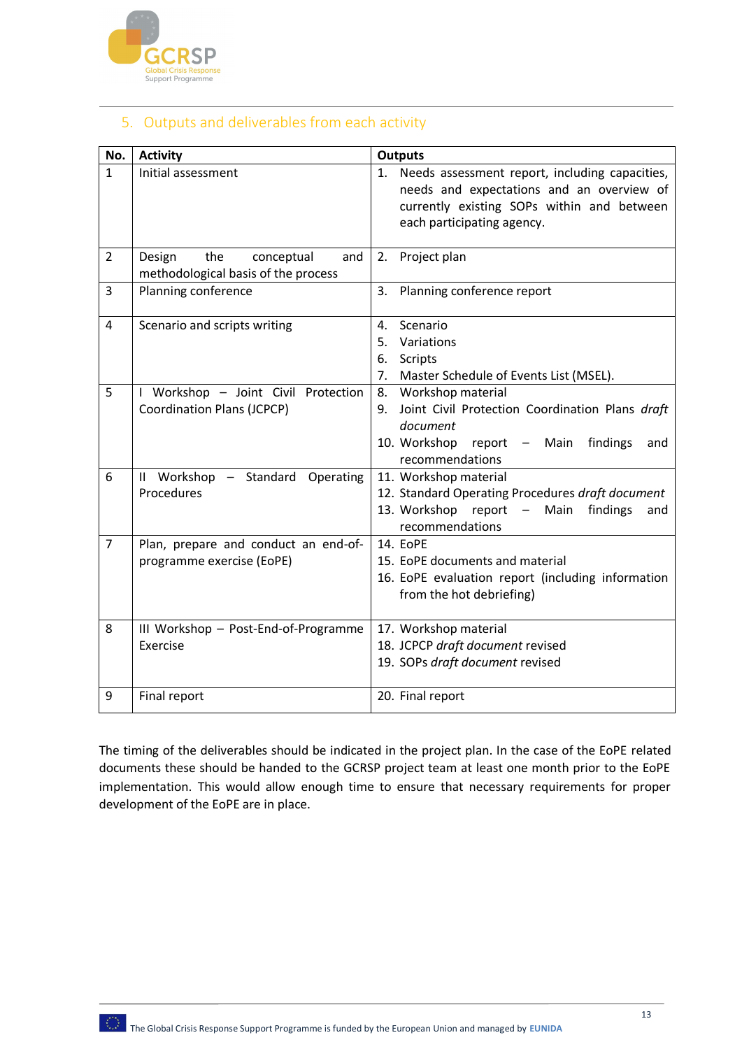## 5. Outputs and deliverables from each activity

| No. | Activity | Outputs |
|---|---|---|
| 1 | Initial assessment | 1. Needs assessment report, including capacities, needs and expectations and an overview of currently existing SOPs within and between each participating agency. |
| 2 | Design the conceptual and methodological basis of the process | 2. Project plan |
| 3 | Planning conference | 3. Planning conference report |
| 4 | Scenario and scripts writing | 4. Scenario<br>5. Variations<br>6. Scripts<br>7. Master Schedule of Events List (MSEL). |
| 5 | I Workshop – Joint Civil Protection Coordination Plans (JCPCP) | 8. Workshop material<br>9. Joint Civil Protection Coordination Plans *draft document*<br>10. Workshop report – Main findings and recommendations |
| 6 | II Workshop – Standard Operating Procedures | 11. Workshop material<br>12. Standard Operating Procedures *draft document*<br>13. Workshop report – Main findings and recommendations |
| 7 | Plan, prepare and conduct an end-of-programme exercise (EoPE) | 14. EoPE<br>15. EoPE documents and material<br>16. EoPE evaluation report (including information from the hot debriefing) |
| 8 | III Workshop – Post-End-of-Programme Exercise | 17. Workshop material<br>18. JCPCP *draft document* revised<br>19. SOPs *draft document* revised |
| 9 | Final report | 20. Final report |

The timing of the deliverables should be indicated in the project plan. In the case of the EoPE related documents these should be handed to the GCRSP project team at least one month prior to the EoPE implementation. This would allow enough time to ensure that necessary requirements for proper development of the EoPE are in place.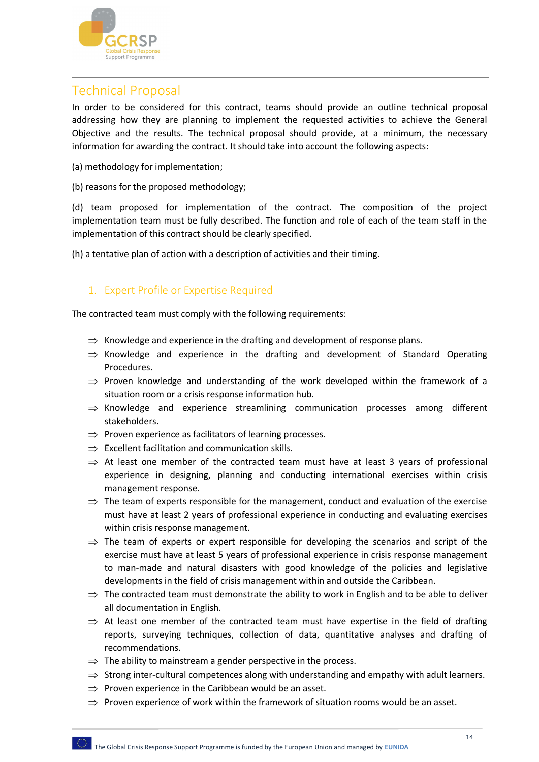## Technical Proposal

In order to be considered for this contract, teams should provide an outline technical proposal addressing how they are planning to implement the requested activities to achieve the General Objective and the results. The technical proposal should provide, at a minimum, the necessary information for awarding the contract. It should take into account the following aspects:

(a) methodology for implementation;

(b) reasons for the proposed methodology;

(d) team proposed for implementation of the contract. The composition of the project implementation team must be fully described. The function and role of each of the team staff in the implementation of this contract should be clearly specified.

(h) a tentative plan of action with a description of activities and their timing.

### 1. Expert Profile or Expertise Required

The contracted team must comply with the following requirements:

- ⇒ Knowledge and experience in the drafting and development of response plans.
- ⇒ Knowledge and experience in the drafting and development of Standard Operating Procedures.
- ⇒ Proven knowledge and understanding of the work developed within the framework of a situation room or a crisis response information hub.
- ⇒ Knowledge and experience streamlining communication processes among different stakeholders.
- ⇒ Proven experience as facilitators of learning processes.
- ⇒ Excellent facilitation and communication skills.
- ⇒ At least one member of the contracted team must have at least 3 years of professional experience in designing, planning and conducting international exercises within crisis management response.
- ⇒ The team of experts responsible for the management, conduct and evaluation of the exercise must have at least 2 years of professional experience in conducting and evaluating exercises within crisis response management.
- ⇒ The team of experts or expert responsible for developing the scenarios and script of the exercise must have at least 5 years of professional experience in crisis response management to man-made and natural disasters with good knowledge of the policies and legislative developments in the field of crisis management within and outside the Caribbean.
- ⇒ The contracted team must demonstrate the ability to work in English and to be able to deliver all documentation in English.
- ⇒ At least one member of the contracted team must have expertise in the field of drafting reports, surveying techniques, collection of data, quantitative analyses and drafting of recommendations.
- ⇒ The ability to mainstream a gender perspective in the process.
- ⇒ Strong inter-cultural competences along with understanding and empathy with adult learners.
- ⇒ Proven experience in the Caribbean would be an asset.
- ⇒ Proven experience of work within the framework of situation rooms would be an asset.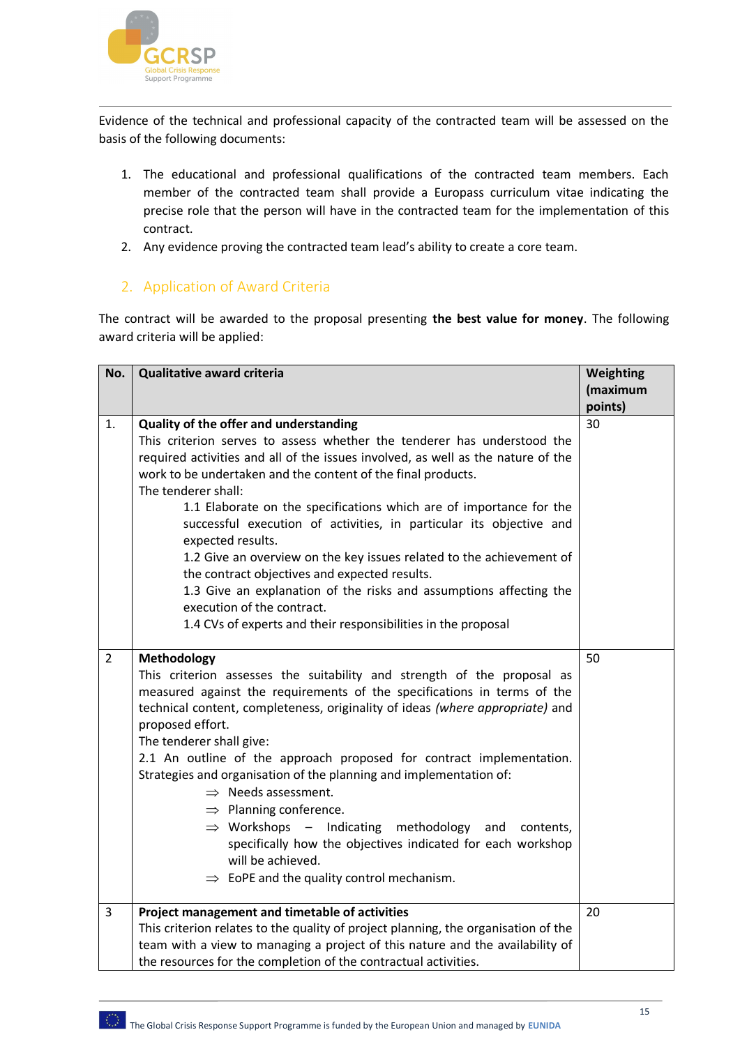Evidence of the technical and professional capacity of the contracted team will be assessed on the basis of the following documents:

1. The educational and professional qualifications of the contracted team members. Each member of the contracted team shall provide a Europass curriculum vitae indicating the precise role that the person will have in the contracted team for the implementation of this contract.
2. Any evidence proving the contracted team lead's ability to create a core team.

## 2. Application of Award Criteria

The contract will be awarded to the proposal presenting **the best value for money**. The following award criteria will be applied:

| No. | Qualitative award criteria | Weighting (maximum points) |
|---|---|---|
| 1. | **Quality of the offer and understanding**<br>This criterion serves to assess whether the tenderer has understood the required activities and all of the issues involved, as well as the nature of the work to be undertaken and the content of the final products.<br>The tenderer shall:<br>1.1 Elaborate on the specifications which are of importance for the successful execution of activities, in particular its objective and expected results.<br>1.2 Give an overview on the key issues related to the achievement of the contract objectives and expected results.<br>1.3 Give an explanation of the risks and assumptions affecting the execution of the contract.<br>1.4 CVs of experts and their responsibilities in the proposal | 30 |
| 2 | **Methodology**<br>This criterion assesses the suitability and strength of the proposal as measured against the requirements of the specifications in terms of the technical content, completeness, originality of ideas *(where appropriate)* and proposed effort.<br>The tenderer shall give:<br>2.1 An outline of the approach proposed for contract implementation. Strategies and organisation of the planning and implementation of:<br>⇒ Needs assessment.<br>⇒ Planning conference.<br>⇒ Workshops – Indicating methodology and contents, specifically how the objectives indicated for each workshop will be achieved.<br>⇒ EoPE and the quality control mechanism. | 50 |
| 3 | **Project management and timetable of activities**<br>This criterion relates to the quality of project planning, the organisation of the team with a view to managing a project of this nature and the availability of the resources for the completion of the contractual activities. | 20 |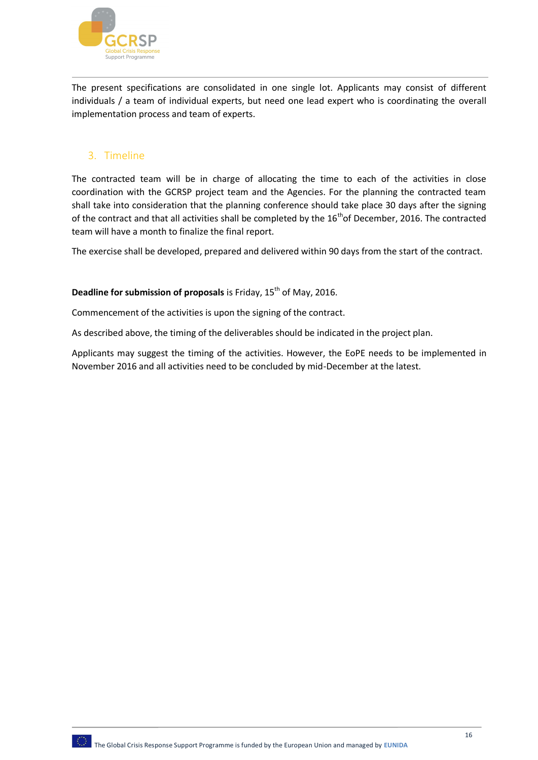The present specifications are consolidated in one single lot. Applicants may consist of different individuals / a team of individual experts, but need one lead expert who is coordinating the overall implementation process and team of experts.

## 3. Timeline

The contracted team will be in charge of allocating the time to each of the activities in close coordination with the GCRSP project team and the Agencies. For the planning the contracted team shall take into consideration that the planning conference should take place 30 days after the signing of the contract and that all activities shall be completed by the 16th of December, 2016. The contracted team will have a month to finalize the final report.

The exercise shall be developed, prepared and delivered within 90 days from the start of the contract.

**Deadline for submission of proposals** is Friday, 15th of May, 2016.

Commencement of the activities is upon the signing of the contract.

As described above, the timing of the deliverables should be indicated in the project plan.

Applicants may suggest the timing of the activities. However, the EoPE needs to be implemented in November 2016 and all activities need to be concluded by mid-December at the latest.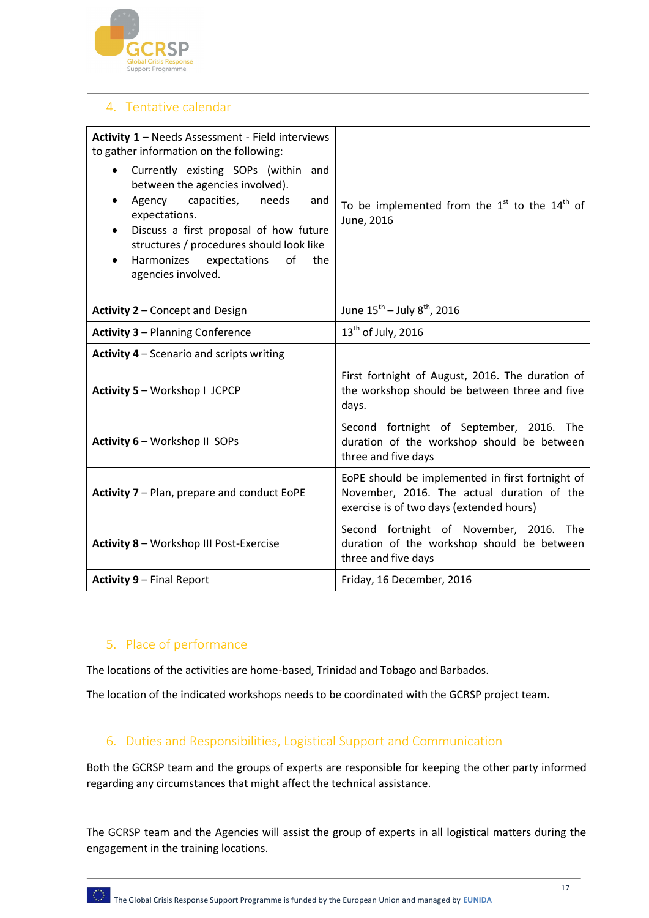## 4. Tentative calendar

| | |
|---|---|
| **Activity 1** – Needs Assessment - Field interviews to gather information on the following:<br>• Currently existing SOPs (within and between the agencies involved).<br>• Agency capacities, needs and expectations.<br>• Discuss a first proposal of how future structures / procedures should look like<br>• Harmonizes expectations of the agencies involved. | To be implemented from the 1st to the 14th of June, 2016 |
| **Activity 2** – Concept and Design | June 15th – July 8th, 2016 |
| **Activity 3** – Planning Conference | 13th of July, 2016 |
| **Activity 4** – Scenario and scripts writing | |
| **Activity 5** – Workshop I JCPCP | First fortnight of August, 2016. The duration of the workshop should be between three and five days. |
| **Activity 6** – Workshop II SOPs | Second fortnight of September, 2016. The duration of the workshop should be between three and five days |
| **Activity 7** – Plan, prepare and conduct EoPE | EoPE should be implemented in first fortnight of November, 2016. The actual duration of the exercise is of two days (extended hours) |
| **Activity 8** – Workshop III Post-Exercise | Second fortnight of November, 2016. The duration of the workshop should be between three and five days |
| **Activity 9** – Final Report | Friday, 16 December, 2016 |

## 5. Place of performance

The locations of the activities are home-based, Trinidad and Tobago and Barbados.

The location of the indicated workshops needs to be coordinated with the GCRSP project team.

## 6. Duties and Responsibilities, Logistical Support and Communication

Both the GCRSP team and the groups of experts are responsible for keeping the other party informed regarding any circumstances that might affect the technical assistance.

The GCRSP team and the Agencies will assist the group of experts in all logistical matters during the engagement in the training locations.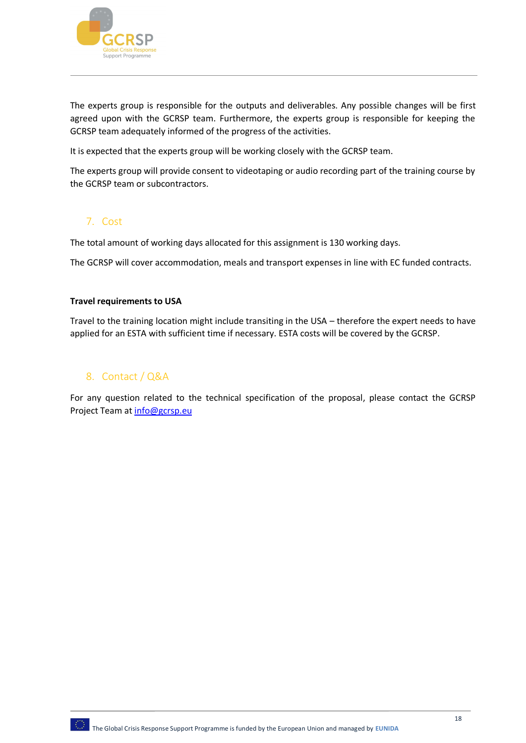The experts group is responsible for the outputs and deliverables. Any possible changes will be first agreed upon with the GCRSP team. Furthermore, the experts group is responsible for keeping the GCRSP team adequately informed of the progress of the activities.

It is expected that the experts group will be working closely with the GCRSP team.

The experts group will provide consent to videotaping or audio recording part of the training course by the GCRSP team or subcontractors.

## 7. Cost

The total amount of working days allocated for this assignment is 130 working days.

The GCRSP will cover accommodation, meals and transport expenses in line with EC funded contracts.

**Travel requirements to USA**

Travel to the training location might include transiting in the USA – therefore the expert needs to have applied for an ESTA with sufficient time if necessary. ESTA costs will be covered by the GCRSP.

## 8. Contact / Q&A

For any question related to the technical specification of the proposal, please contact the GCRSP Project Team at [info@gcrsp.eu](mailto:info@gcrsp.eu)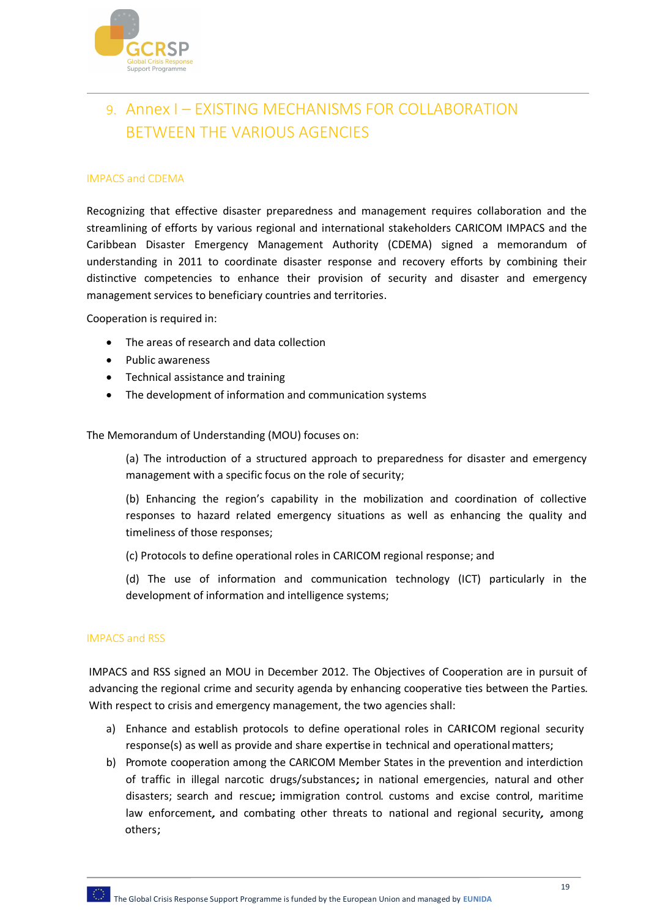# 9. Annex I – EXISTING MECHANISMS FOR COLLABORATION BETWEEN THE VARIOUS AGENCIES

### IMPACS and CDEMA

Recognizing that effective disaster preparedness and management requires collaboration and the streamlining of efforts by various regional and international stakeholders CARICOM IMPACS and the Caribbean Disaster Emergency Management Authority (CDEMA) signed a memorandum of understanding in 2011 to coordinate disaster response and recovery efforts by combining their distinctive competencies to enhance their provision of security and disaster and emergency management services to beneficiary countries and territories.

Cooperation is required in:

- The areas of research and data collection
- Public awareness
- Technical assistance and training
- The development of information and communication systems

The Memorandum of Understanding (MOU) focuses on:

(a) The introduction of a structured approach to preparedness for disaster and emergency management with a specific focus on the role of security;

(b) Enhancing the region's capability in the mobilization and coordination of collective responses to hazard related emergency situations as well as enhancing the quality and timeliness of those responses;

(c) Protocols to define operational roles in CARICOM regional response; and

(d) The use of information and communication technology (ICT) particularly in the development of information and intelligence systems;

### IMPACS and RSS

IMPACS and RSS signed an MOU in December 2012. The Objectives of Cooperation are in pursuit of advancing the regional crime and security agenda by enhancing cooperative ties between the Parties. With respect to crisis and emergency management, the two agencies shall:

a) Enhance and establish protocols to define operational roles in CARICOM regional security response(s) as well as provide and share expertise in technical and operational matters;

b) Promote cooperation among the CARICOM Member States in the prevention and interdiction of traffic in illegal narcotic drugs/substances; in national emergencies, natural and other disasters; search and rescue; immigration control. customs and excise control, maritime law enforcement, and combating other threats to national and regional security, among others;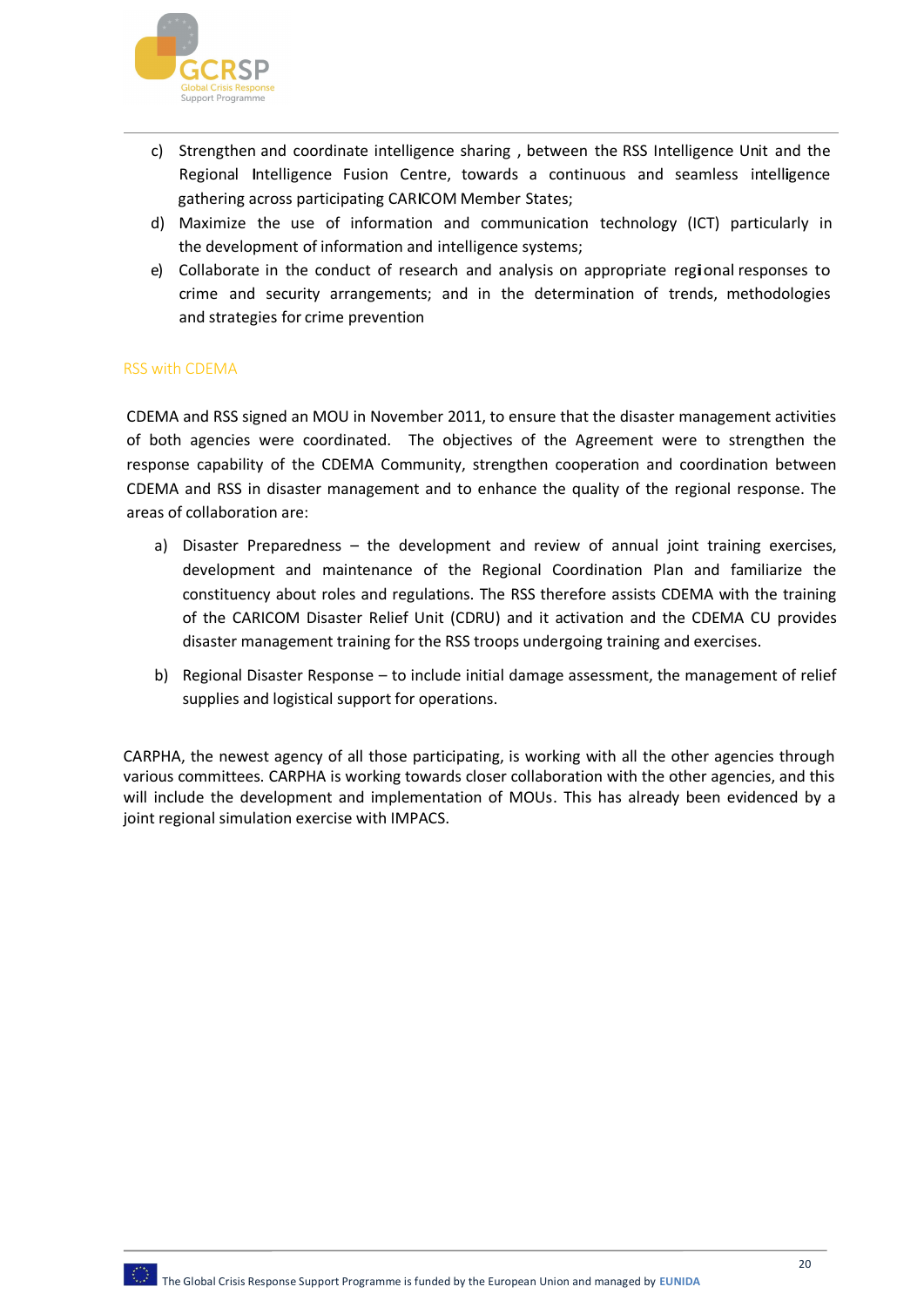c) Strengthen and coordinate intelligence sharing , between the RSS Intelligence Unit and the Regional Intelligence Fusion Centre, towards a continuous and seamless intelligence gathering across participating CARICOM Member States;

d) Maximize the use of information and communication technology (ICT) particularly in the development of information and intelligence systems;

e) Collaborate in the conduct of research and analysis on appropriate regional responses to crime and security arrangements; and in the determination of trends, methodologies and strategies for crime prevention

### RSS with CDEMA

CDEMA and RSS signed an MOU in November 2011, to ensure that the disaster management activities of both agencies were coordinated. The objectives of the Agreement were to strengthen the response capability of the CDEMA Community, strengthen cooperation and coordination between CDEMA and RSS in disaster management and to enhance the quality of the regional response. The areas of collaboration are:

a) Disaster Preparedness – the development and review of annual joint training exercises, development and maintenance of the Regional Coordination Plan and familiarize the constituency about roles and regulations. The RSS therefore assists CDEMA with the training of the CARICOM Disaster Relief Unit (CDRU) and it activation and the CDEMA CU provides disaster management training for the RSS troops undergoing training and exercises.

b) Regional Disaster Response – to include initial damage assessment, the management of relief supplies and logistical support for operations.

CARPHA, the newest agency of all those participating, is working with all the other agencies through various committees. CARPHA is working towards closer collaboration with the other agencies, and this will include the development and implementation of MOUs. This has already been evidenced by a joint regional simulation exercise with IMPACS.